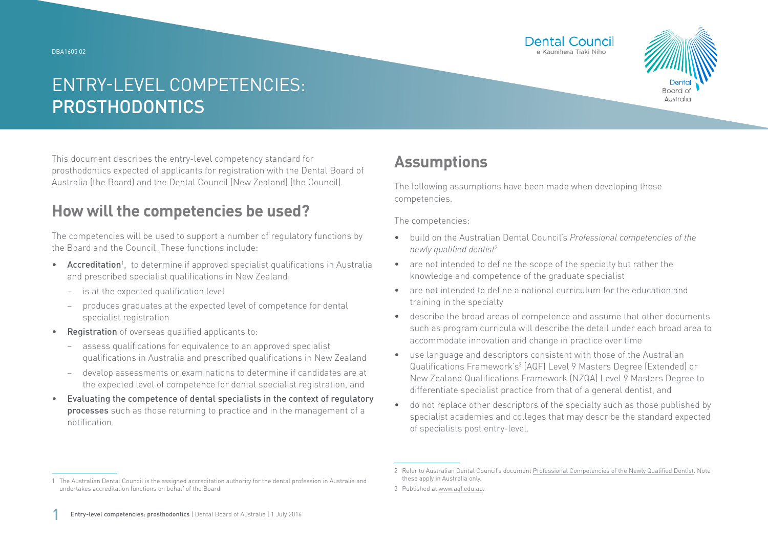DBA1605 02

# ENTRY-LEVEL COMPETENCIES: PROSTHODONTICS

This document describes the entry-level competency standard for prosthodontics expected of applicants for registration with the Dental Board of Australia (the Board) and the Dental Council (New Zealand) (the Council).

## How will the competencies be used?

The competencies will be used to support a number of regulatory functions by the Board and the Council. These functions include:

- **Accreditation**[1], to determine if approved specialist qualifications in Australia and prescribed specialist qualifications in New Zealand:
  - is at the expected qualification level
  - produces graduates at the expected level of competence for dental specialist registration
- **Registration** of overseas qualified applicants to:
  - assess qualifications for equivalence to an approved specialist qualifications in Australia and prescribed qualifications in New Zealand
  - develop assessments or examinations to determine if candidates are at the expected level of competence for dental specialist registration, and
- **Evaluating the competence of dental specialists in the context of regulatory processes** such as those returning to practice and in the management of a notification.

## Assumptions

The following assumptions have been made when developing these competencies.

The competencies:

- build on the Australian Dental Council's *Professional competencies of the newly qualified dentist*[2]
- are not intended to define the scope of the specialty but rather the knowledge and competence of the graduate specialist
- are not intended to define a national curriculum for the education and training in the specialty
- describe the broad areas of competence and assume that other documents such as program curricula will describe the detail under each broad area to accommodate innovation and change in practice over time
- use language and descriptors consistent with those of the Australian Qualifications Framework's[3] (AQF) Level 9 Masters Degree (Extended) or New Zealand Qualifications Framework (NZQA) Level 9 Masters Degree to differentiate specialist practice from that of a general dentist, and
- do not replace other descriptors of the specialty such as those published by specialist academies and colleges that may describe the standard expected of specialists post entry-level.

---

1 The Australian Dental Council is the assigned accreditation authority for the dental profession in Australia and undertakes accreditation functions on behalf of the Board.

2 Refer to Australian Dental Council's document Professional Competencies of the Newly Qualified Dentist. Note these apply in Australia only.

3 Published at www.aqf.edu.au.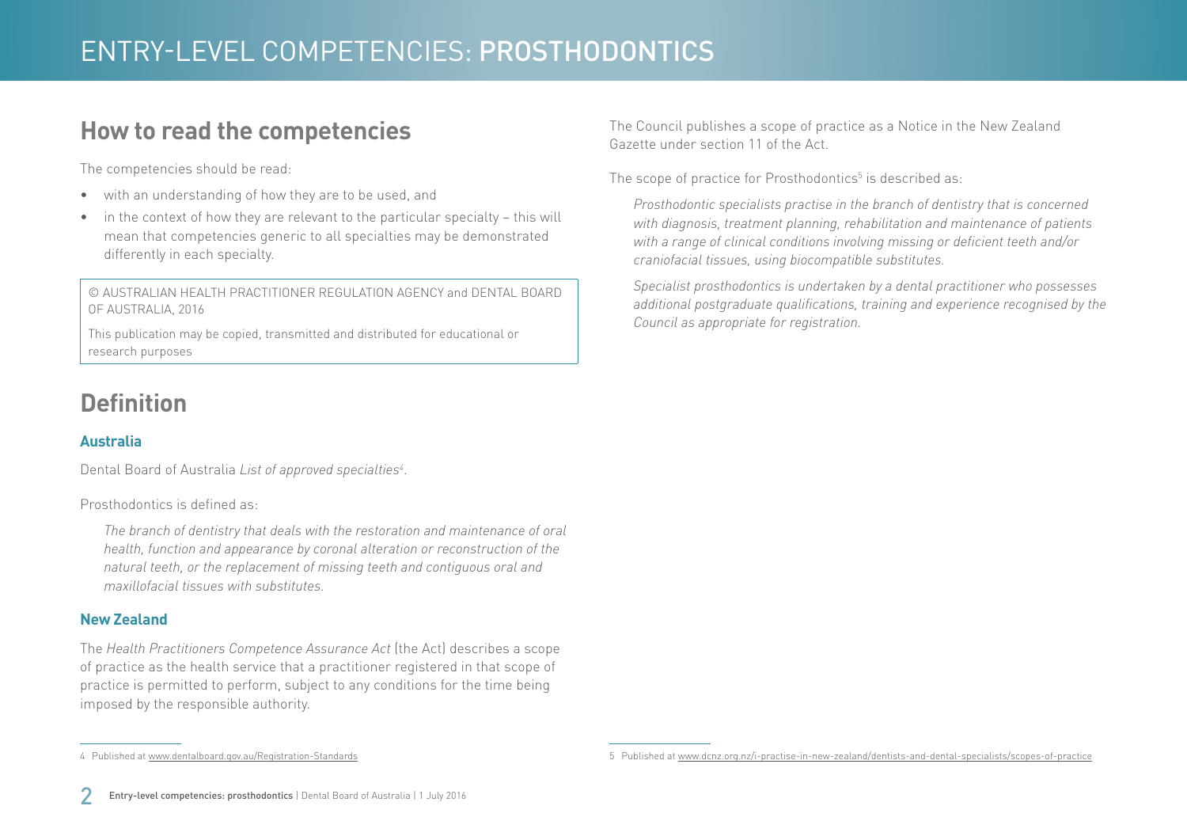## How to read the competencies

The competencies should be read:

- with an understanding of how they are to be used, and
- in the context of how they are relevant to the particular specialty – this will mean that competencies generic to all specialties may be demonstrated differently in each specialty.

© AUSTRALIAN HEALTH PRACTITIONER REGULATION AGENCY and DENTAL BOARD OF AUSTRALIA, 2016

This publication may be copied, transmitted and distributed for educational or research purposes

## Definition

### Australia

Dental Board of Australia *List of approved specialties*[4].

Prosthodontics is defined as:

> *The branch of dentistry that deals with the restoration and maintenance of oral health, function and appearance by coronal alteration or reconstruction of the natural teeth, or the replacement of missing teeth and contiguous oral and maxillofacial tissues with substitutes.*

### New Zealand

The *Health Practitioners Competence Assurance Act* (the Act) describes a scope of practice as the health service that a practitioner registered in that scope of practice is permitted to perform, subject to any conditions for the time being imposed by the responsible authority.

The Council publishes a scope of practice as a Notice in the New Zealand Gazette under section 11 of the Act.

The scope of practice for Prosthodontics[5] is described as:

> *Prosthodontic specialists practise in the branch of dentistry that is concerned with diagnosis, treatment planning, rehabilitation and maintenance of patients with a range of clinical conditions involving missing or deficient teeth and/or craniofacial tissues, using biocompatible substitutes.*
>
> *Specialist prosthodontics is undertaken by a dental practitioner who possesses additional postgraduate qualifications, training and experience recognised by the Council as appropriate for registration.*

---

4 Published at www.dentalboard.gov.au/Registration-Standards

5 Published at www.dcnz.org.nz/i-practise-in-new-zealand/dentists-and-dental-specialists/scopes-of-practice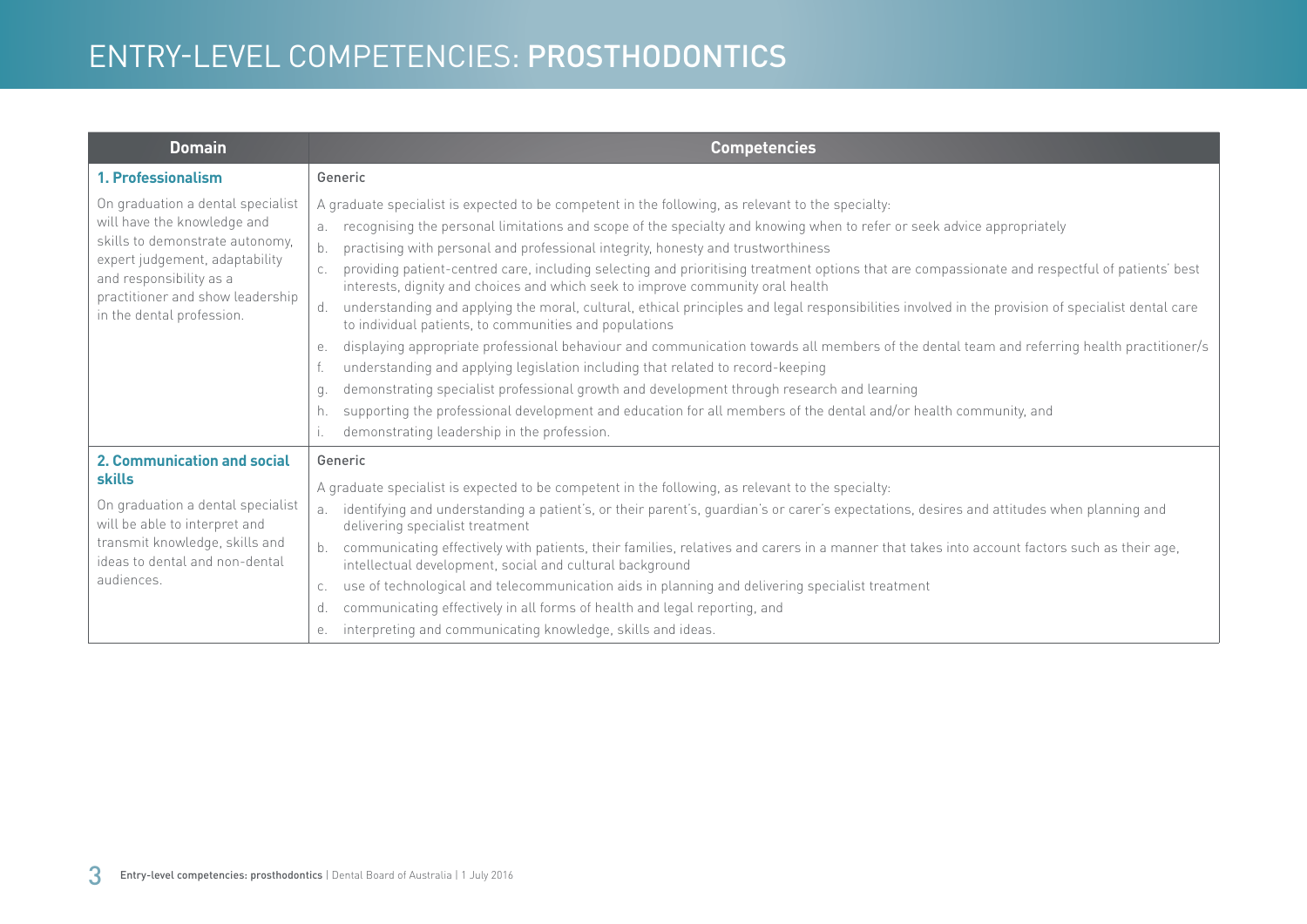# ENTRY-LEVEL COMPETENCIES: PROSTHODONTICS

| Domain | Competencies |
|---|---|
| **1. Professionalism**<br><br>On graduation a dental specialist will have the knowledge and skills to demonstrate autonomy, expert judgement, adaptability and responsibility as a practitioner and show leadership in the dental profession. | Generic<br><br>A graduate specialist is expected to be competent in the following, as relevant to the specialty:<br>a. recognising the personal limitations and scope of the specialty and knowing when to refer or seek advice appropriately<br>b. practising with personal and professional integrity, honesty and trustworthiness<br>c. providing patient-centred care, including selecting and prioritising treatment options that are compassionate and respectful of patients' best interests, dignity and choices and which seek to improve community oral health<br>d. understanding and applying the moral, cultural, ethical principles and legal responsibilities involved in the provision of specialist dental care to individual patients, to communities and populations<br>e. displaying appropriate professional behaviour and communication towards all members of the dental team and referring health practitioner/s<br>f. understanding and applying legislation including that related to record-keeping<br>g. demonstrating specialist professional growth and development through research and learning<br>h. supporting the professional development and education for all members of the dental and/or health community, and<br>i. demonstrating leadership in the profession. |
| **2. Communication and social skills**<br><br>On graduation a dental specialist will be able to interpret and transmit knowledge, skills and ideas to dental and non-dental audiences. | Generic<br><br>A graduate specialist is expected to be competent in the following, as relevant to the specialty:<br>a. identifying and understanding a patient's, or their parent's, guardian's or carer's expectations, desires and attitudes when planning and delivering specialist treatment<br>b. communicating effectively with patients, their families, relatives and carers in a manner that takes into account factors such as their age, intellectual development, social and cultural background<br>c. use of technological and telecommunication aids in planning and delivering specialist treatment<br>d. communicating effectively in all forms of health and legal reporting, and<br>e. interpreting and communicating knowledge, skills and ideas. |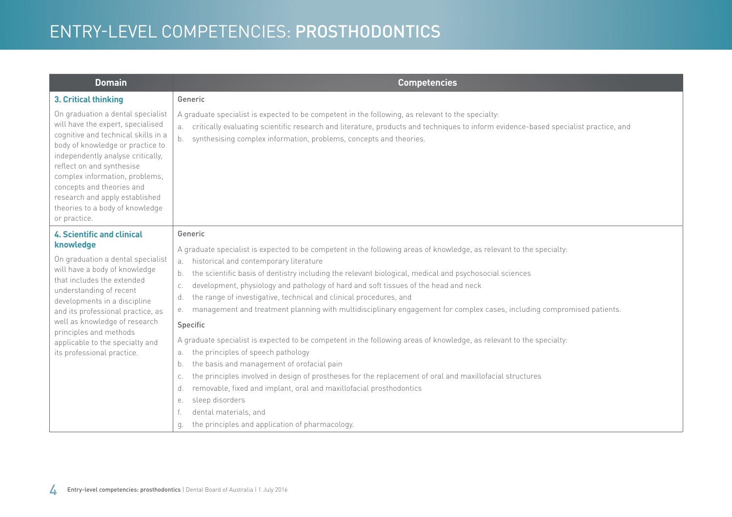# ENTRY-LEVEL COMPETENCIES: PROSTHODONTICS

| Domain | Competencies |
|---|---|
| **3. Critical thinking**<br><br>On graduation a dental specialist will have the expert, specialised cognitive and technical skills in a body of knowledge or practice to independently analyse critically, reflect on and synthesise complex information, problems, concepts and theories and research and apply established theories to a body of knowledge or practice. | **Generic**<br><br>A graduate specialist is expected to be competent in the following, as relevant to the specialty:<br>a. critically evaluating scientific research and literature, products and techniques to inform evidence-based specialist practice, and<br>b. synthesising complex information, problems, concepts and theories. |
| **4. Scientific and clinical knowledge**<br><br>On graduation a dental specialist will have a body of knowledge that includes the extended understanding of recent developments in a discipline and its professional practice, as well as knowledge of research principles and methods applicable to the specialty and its professional practice. | **Generic**<br><br>A graduate specialist is expected to be competent in the following areas of knowledge, as relevant to the specialty:<br>a. historical and contemporary literature<br>b. the scientific basis of dentistry including the relevant biological, medical and psychosocial sciences<br>c. development, physiology and pathology of hard and soft tissues of the head and neck<br>d. the range of investigative, technical and clinical procedures, and<br>e. management and treatment planning with multidisciplinary engagement for complex cases, including compromised patients.<br><br>**Specific**<br><br>A graduate specialist is expected to be competent in the following areas of knowledge, as relevant to the specialty:<br>a. the principles of speech pathology<br>b. the basis and management of orofacial pain<br>c. the principles involved in design of prostheses for the replacement of oral and maxillofacial structures<br>d. removable, fixed and implant, oral and maxillofacial prosthodontics<br>e. sleep disorders<br>f. dental materials, and<br>g. the principles and application of pharmacology. |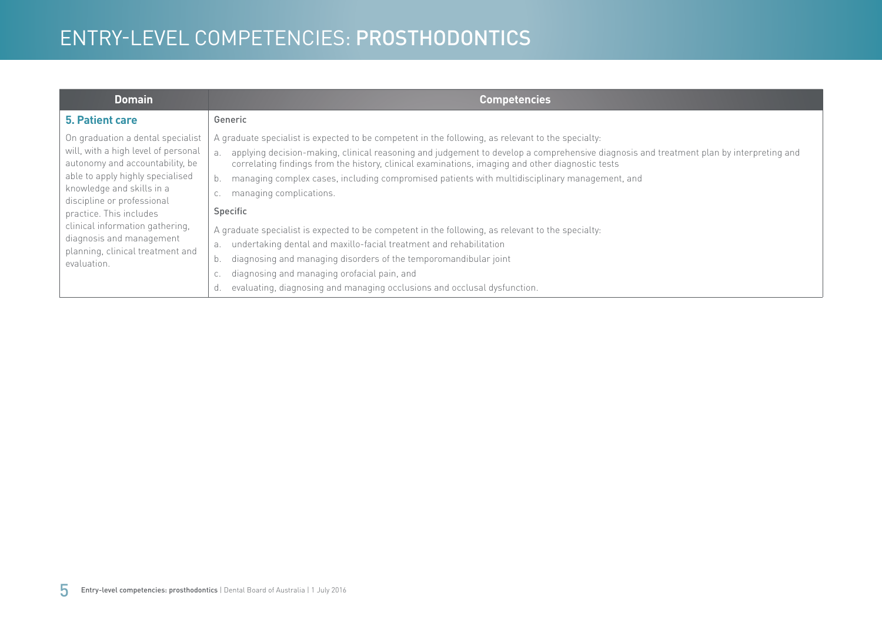# ENTRY-LEVEL COMPETENCIES: **PROSTHODONTICS**

| Domain | Competencies |
| --- | --- |
| **5. Patient care**<br><br>On graduation a dental specialist will, with a high level of personal autonomy and accountability, be able to apply highly specialised knowledge and skills in a discipline or professional practice. This includes clinical information gathering, diagnosis and management planning, clinical treatment and evaluation. | Generic<br><br>A graduate specialist is expected to be competent in the following, as relevant to the specialty:<br>a. applying decision-making, clinical reasoning and judgement to develop a comprehensive diagnosis and treatment plan by interpreting and correlating findings from the history, clinical examinations, imaging and other diagnostic tests<br>b. managing complex cases, including compromised patients with multidisciplinary management, and<br>c. managing complications.<br><br>Specific<br><br>A graduate specialist is expected to be competent in the following, as relevant to the specialty:<br>a. undertaking dental and maxillo-facial treatment and rehabilitation<br>b. diagnosing and managing disorders of the temporomandibular joint<br>c. diagnosing and managing orofacial pain, and<br>d. evaluating, diagnosing and managing occlusions and occlusal dysfunction. |